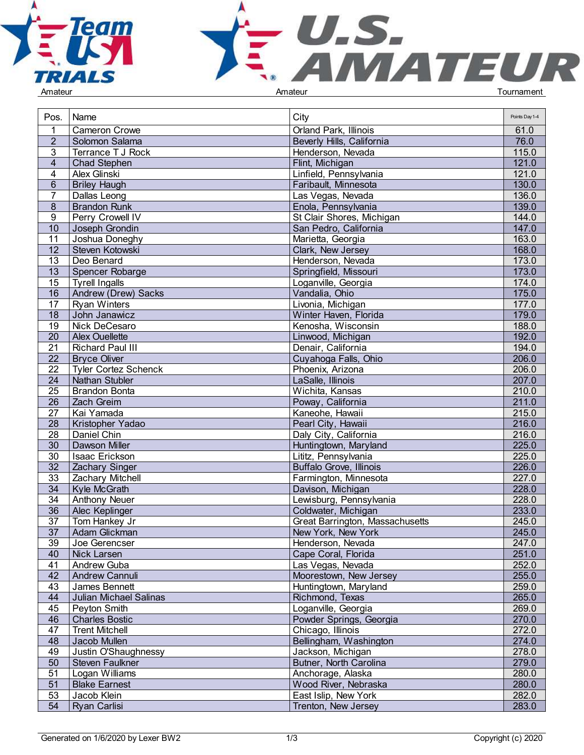Amateur | Amateur | Tournament

| Pos. | Name | City | Points Day 1-4 |
|---|---|---|---|
| 1 | Cameron Crowe | Orland Park, Illinois | 61.0 |
| 2 | Solomon Salama | Beverly Hills, California | 76.0 |
| 3 | Terrance T J Rock | Henderson, Nevada | 115.0 |
| 4 | Chad Stephen | Flint, Michigan | 121.0 |
| 4 | Alex Glinski | Linfield, Pennsylvania | 121.0 |
| 6 | Briley Haugh | Faribault, Minnesota | 130.0 |
| 7 | Dallas Leong | Las Vegas, Nevada | 136.0 |
| 8 | Brandon Runk | Enola, Pennsylvania | 139.0 |
| 9 | Perry Crowell IV | St Clair Shores, Michigan | 144.0 |
| 10 | Joseph Grondin | San Pedro, California | 147.0 |
| 11 | Joshua Doneghy | Marietta, Georgia | 163.0 |
| 12 | Steven Kotowski | Clark, New Jersey | 168.0 |
| 13 | Deo Benard | Henderson, Nevada | 173.0 |
| 13 | Spencer Robarge | Springfield, Missouri | 173.0 |
| 15 | Tyrell Ingalls | Loganville, Georgia | 174.0 |
| 16 | Andrew (Drew) Sacks | Vandalia, Ohio | 175.0 |
| 17 | Ryan Winters | Livonia, Michigan | 177.0 |
| 18 | John Janawicz | Winter Haven, Florida | 179.0 |
| 19 | Nick DeCesaro | Kenosha, Wisconsin | 188.0 |
| 20 | Alex Ouellette | Linwood, Michigan | 192.0 |
| 21 | Richard Paul III | Denair, California | 194.0 |
| 22 | Bryce Oliver | Cuyahoga Falls, Ohio | 206.0 |
| 22 | Tyler Cortez Schenck | Phoenix, Arizona | 206.0 |
| 24 | Nathan Stubler | LaSalle, Illinois | 207.0 |
| 25 | Brandon Bonta | Wichita, Kansas | 210.0 |
| 26 | Zach Greim | Poway, California | 211.0 |
| 27 | Kai Yamada | Kaneohe, Hawaii | 215.0 |
| 28 | Kristopher Yadao | Pearl City, Hawaii | 216.0 |
| 28 | Daniel Chin | Daly City, California | 216.0 |
| 30 | Dawson Miller | Huntingtown, Maryland | 225.0 |
| 30 | Isaac Erickson | Lititz, Pennsylvania | 225.0 |
| 32 | Zachary Singer | Buffalo Grove, Illinois | 226.0 |
| 33 | Zachary Mitchell | Farmington, Minnesota | 227.0 |
| 34 | Kyle McGrath | Davison, Michigan | 228.0 |
| 34 | Anthony Neuer | Lewisburg, Pennsylvania | 228.0 |
| 36 | Alec Keplinger | Coldwater, Michigan | 233.0 |
| 37 | Tom Hankey Jr | Great Barrington, Massachusetts | 245.0 |
| 37 | Adam Glickman | New York, New York | 245.0 |
| 39 | Joe Gerencser | Henderson, Nevada | 247.0 |
| 40 | Nick Larsen | Cape Coral, Florida | 251.0 |
| 41 | Andrew Guba | Las Vegas, Nevada | 252.0 |
| 42 | Andrew Cannuli | Moorestown, New Jersey | 255.0 |
| 43 | James Bennett | Huntingtown, Maryland | 259.0 |
| 44 | Julian Michael Salinas | Richmond, Texas | 265.0 |
| 45 | Peyton Smith | Loganville, Georgia | 269.0 |
| 46 | Charles Bostic | Powder Springs, Georgia | 270.0 |
| 47 | Trent Mitchell | Chicago, Illinois | 272.0 |
| 48 | Jacob Mullen | Bellingham, Washington | 274.0 |
| 49 | Justin O'Shaughnessy | Jackson, Michigan | 278.0 |
| 50 | Steven Faulkner | Butner, North Carolina | 279.0 |
| 51 | Logan Williams | Anchorage, Alaska | 280.0 |
| 51 | Blake Earnest | Wood River, Nebraska | 280.0 |
| 53 | Jacob Klein | East Islip, New York | 282.0 |
| 54 | Ryan Carlisi | Trenton, New Jersey | 283.0 |

Generated on 1/6/2020 by Lexer BW2 | Copyright (c) 2020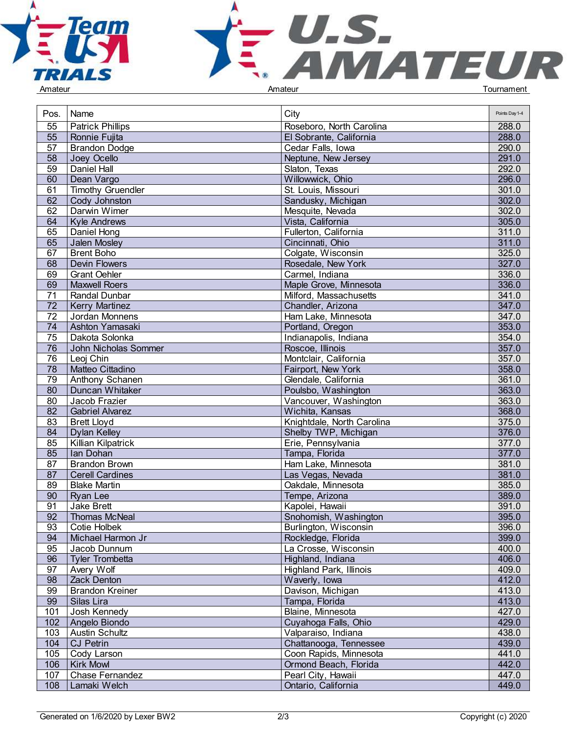Amateur Amateur Tournament

| Pos. | Name | City | Points Day 1-4 |
|---|---|---|---|
| 55 | Patrick Phillips | Roseboro, North Carolina | 288.0 |
| 55 | Ronnie Fujita | El Sobrante, California | 288.0 |
| 57 | Brandon Dodge | Cedar Falls, Iowa | 290.0 |
| 58 | Joey Ocello | Neptune, New Jersey | 291.0 |
| 59 | Daniel Hall | Slaton, Texas | 292.0 |
| 60 | Dean Vargo | Willowwick, Ohio | 296.0 |
| 61 | Timothy Gruendler | St. Louis, Missouri | 301.0 |
| 62 | Cody Johnston | Sandusky, Michigan | 302.0 |
| 62 | Darwin Wimer | Mesquite, Nevada | 302.0 |
| 64 | Kyle Andrews | Vista, California | 305.0 |
| 65 | Daniel Hong | Fullerton, California | 311.0 |
| 65 | Jalen Mosley | Cincinnati, Ohio | 311.0 |
| 67 | Brent Boho | Colgate, Wisconsin | 325.0 |
| 68 | Devin Flowers | Rosedale, New York | 327.0 |
| 69 | Grant Oehler | Carmel, Indiana | 336.0 |
| 69 | Maxwell Roers | Maple Grove, Minnesota | 336.0 |
| 71 | Randal Dunbar | Milford, Massachusetts | 341.0 |
| 72 | Kerry Martinez | Chandler, Arizona | 347.0 |
| 72 | Jordan Monnens | Ham Lake, Minnesota | 347.0 |
| 74 | Ashton Yamasaki | Portland, Oregon | 353.0 |
| 75 | Dakota Solonka | Indianapolis, Indiana | 354.0 |
| 76 | John Nicholas Sommer | Roscoe, Illinois | 357.0 |
| 76 | Leoj Chin | Montclair, California | 357.0 |
| 78 | Matteo Cittadino | Fairport, New York | 358.0 |
| 79 | Anthony Schanen | Glendale, California | 361.0 |
| 80 | Duncan Whitaker | Poulsbo, Washington | 363.0 |
| 80 | Jacob Frazier | Vancouver, Washington | 363.0 |
| 82 | Gabriel Alvarez | Wichita, Kansas | 368.0 |
| 83 | Brett Lloyd | Knightdale, North Carolina | 375.0 |
| 84 | Dylan Kelley | Shelby TWP, Michigan | 376.0 |
| 85 | Killian Kilpatrick | Erie, Pennsylvania | 377.0 |
| 85 | Ian Dohan | Tampa, Florida | 377.0 |
| 87 | Brandon Brown | Ham Lake, Minnesota | 381.0 |
| 87 | Cerell Cardines | Las Vegas, Nevada | 381.0 |
| 89 | Blake Martin | Oakdale, Minnesota | 385.0 |
| 90 | Ryan Lee | Tempe, Arizona | 389.0 |
| 91 | Jake Brett | Kapolei, Hawaii | 391.0 |
| 92 | Thomas McNeal | Snohomish, Washington | 395.0 |
| 93 | Cotie Holbek | Burlington, Wisconsin | 396.0 |
| 94 | Michael Harmon Jr | Rockledge, Florida | 399.0 |
| 95 | Jacob Dunnum | La Crosse, Wisconsin | 400.0 |
| 96 | Tyler Trombetta | Highland, Indiana | 406.0 |
| 97 | Avery Wolf | Highland Park, Illinois | 409.0 |
| 98 | Zack Denton | Waverly, Iowa | 412.0 |
| 99 | Brandon Kreiner | Davison, Michigan | 413.0 |
| 99 | Silas Lira | Tampa, Florida | 413.0 |
| 101 | Josh Kennedy | Blaine, Minnesota | 427.0 |
| 102 | Angelo Biondo | Cuyahoga Falls, Ohio | 429.0 |
| 103 | Austin Schultz | Valparaiso, Indiana | 438.0 |
| 104 | CJ Petrin | Chattanooga, Tennessee | 439.0 |
| 105 | Cody Larson | Coon Rapids, Minnesota | 441.0 |
| 106 | Kirk Mowl | Ormond Beach, Florida | 442.0 |
| 107 | Chase Fernandez | Pearl City, Hawaii | 447.0 |
| 108 | Lamaki Welch | Ontario, California | 449.0 |

Generated on 1/6/2020 by Lexer BW2 Copyright (c) 2020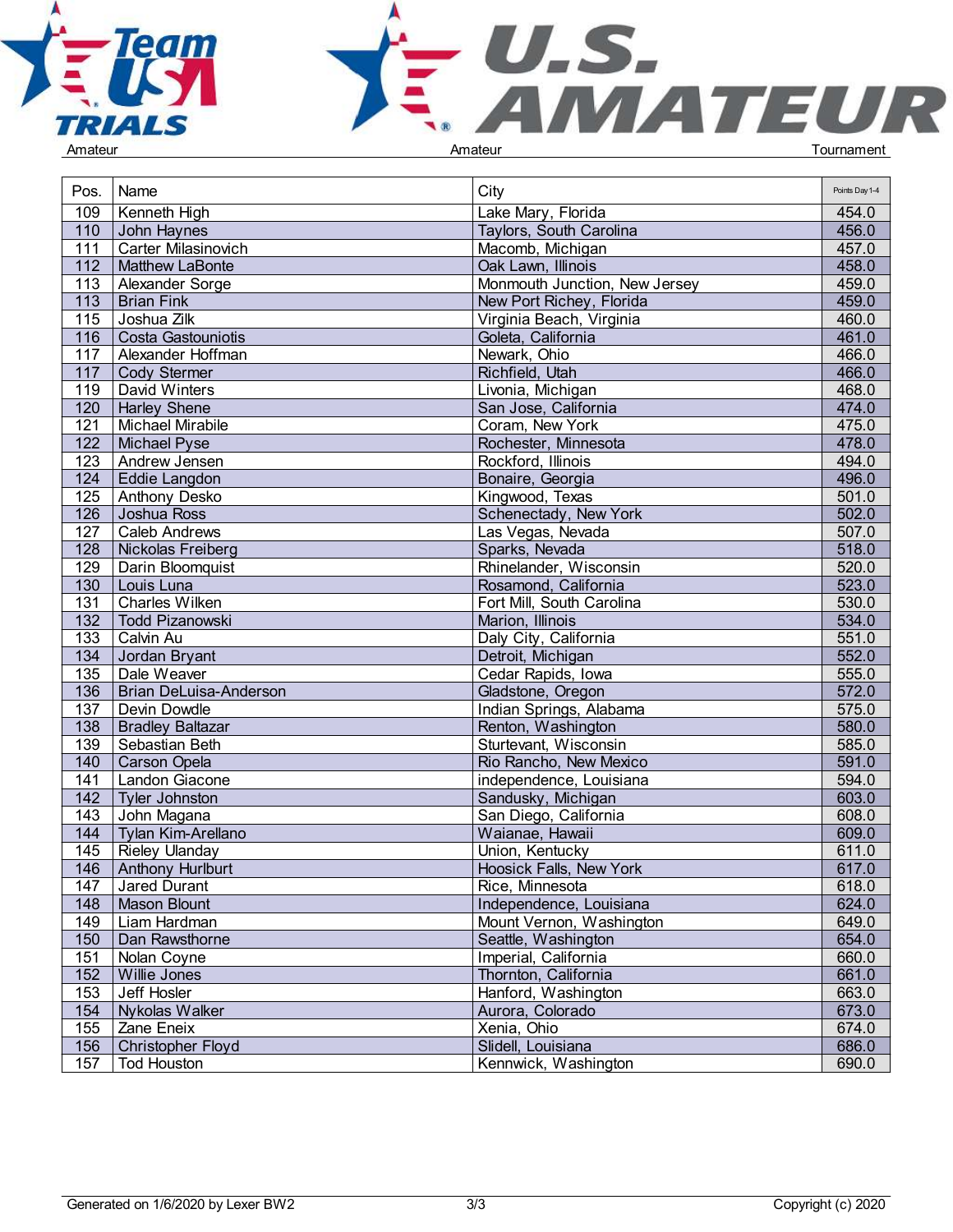Amateur Amateur Tournament

| Pos. | Name | City | Points Day 1-4 |
|---|---|---|---|
| 109 | Kenneth High | Lake Mary, Florida | 454.0 |
| 110 | John Haynes | Taylors, South Carolina | 456.0 |
| 111 | Carter Milasinovich | Macomb, Michigan | 457.0 |
| 112 | Matthew LaBonte | Oak Lawn, Illinois | 458.0 |
| 113 | Alexander Sorge | Monmouth Junction, New Jersey | 459.0 |
| 113 | Brian Fink | New Port Richey, Florida | 459.0 |
| 115 | Joshua Zilk | Virginia Beach, Virginia | 460.0 |
| 116 | Costa Gastouniotis | Goleta, California | 461.0 |
| 117 | Alexander Hoffman | Newark, Ohio | 466.0 |
| 117 | Cody Stermer | Richfield, Utah | 466.0 |
| 119 | David Winters | Livonia, Michigan | 468.0 |
| 120 | Harley Shene | San Jose, California | 474.0 |
| 121 | Michael Mirabile | Coram, New York | 475.0 |
| 122 | Michael Pyse | Rochester, Minnesota | 478.0 |
| 123 | Andrew Jensen | Rockford, Illinois | 494.0 |
| 124 | Eddie Langdon | Bonaire, Georgia | 496.0 |
| 125 | Anthony Desko | Kingwood, Texas | 501.0 |
| 126 | Joshua Ross | Schenectady, New York | 502.0 |
| 127 | Caleb Andrews | Las Vegas, Nevada | 507.0 |
| 128 | Nickolas Freiberg | Sparks, Nevada | 518.0 |
| 129 | Darin Bloomquist | Rhinelander, Wisconsin | 520.0 |
| 130 | Louis Luna | Rosamond, California | 523.0 |
| 131 | Charles Wilken | Fort Mill, South Carolina | 530.0 |
| 132 | Todd Pizanowski | Marion, Illinois | 534.0 |
| 133 | Calvin Au | Daly City, California | 551.0 |
| 134 | Jordan Bryant | Detroit, Michigan | 552.0 |
| 135 | Dale Weaver | Cedar Rapids, Iowa | 555.0 |
| 136 | Brian DeLuisa-Anderson | Gladstone, Oregon | 572.0 |
| 137 | Devin Dowdle | Indian Springs, Alabama | 575.0 |
| 138 | Bradley Baltazar | Renton, Washington | 580.0 |
| 139 | Sebastian Beth | Sturtevant, Wisconsin | 585.0 |
| 140 | Carson Opela | Rio Rancho, New Mexico | 591.0 |
| 141 | Landon Giacone | independence, Louisiana | 594.0 |
| 142 | Tyler Johnston | Sandusky, Michigan | 603.0 |
| 143 | John Magana | San Diego, California | 608.0 |
| 144 | Tylan Kim-Arellano | Waianae, Hawaii | 609.0 |
| 145 | Rieley Ulanday | Union, Kentucky | 611.0 |
| 146 | Anthony Hurlburt | Hoosick Falls, New York | 617.0 |
| 147 | Jared Durant | Rice, Minnesota | 618.0 |
| 148 | Mason Blount | Independence, Louisiana | 624.0 |
| 149 | Liam Hardman | Mount Vernon, Washington | 649.0 |
| 150 | Dan Rawsthorne | Seattle, Washington | 654.0 |
| 151 | Nolan Coyne | Imperial, California | 660.0 |
| 152 | Willie Jones | Thornton, California | 661.0 |
| 153 | Jeff Hosler | Hanford, Washington | 663.0 |
| 154 | Nykolas Walker | Aurora, Colorado | 673.0 |
| 155 | Zane Eneix | Xenia, Ohio | 674.0 |
| 156 | Christopher Floyd | Slidell, Louisiana | 686.0 |
| 157 | Tod Houston | Kennwick, Washington | 690.0 |

Generated on 1/6/2020 by Lexer BW2 Copyright (c) 2020